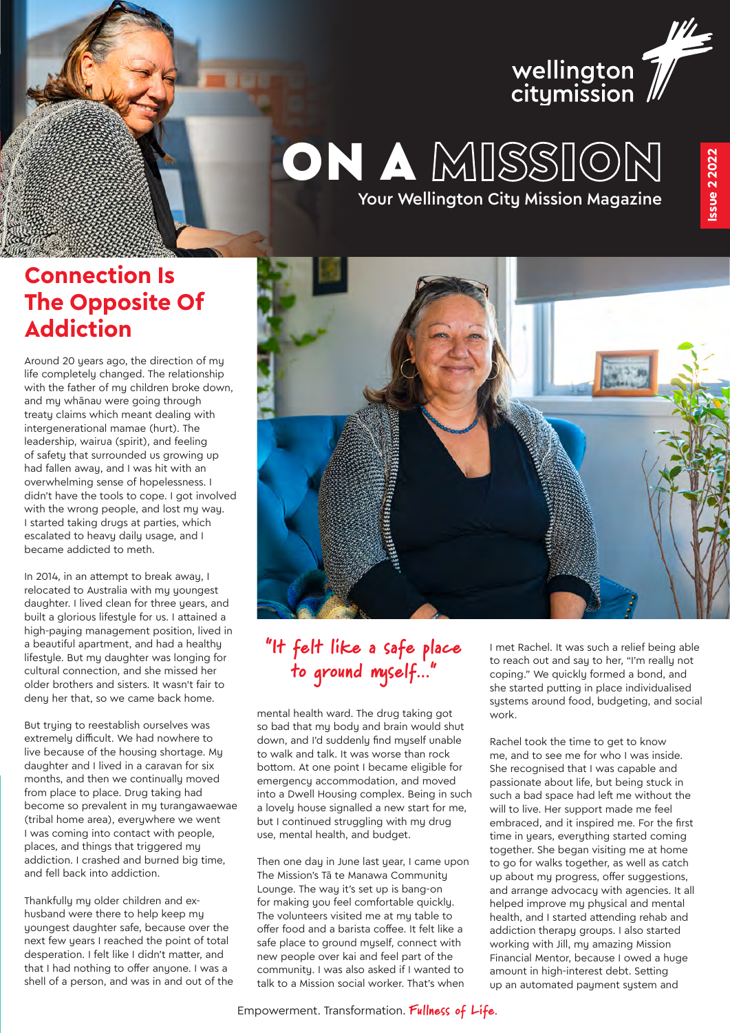wellington citymission

# ON A MISSION

Your Wellington City Mission Magazine

Issue 2 2022

## Connection Is The Opposite Of Addiction

Around 20 years ago, the direction of my life completely changed. The relationship with the father of my children broke down, and my whānau were going through treaty claims which meant dealing with intergenerational mamae (hurt). The leadership, wairua (spirit), and feeling of safety that surrounded us growing up had fallen away, and I was hit with an overwhelming sense of hopelessness. I didn't have the tools to cope. I got involved with the wrong people, and lost my way. I started taking drugs at parties, which escalated to heavy daily usage, and I became addicted to meth.

In 2014, in an attempt to break away, I relocated to Australia with my youngest daughter. I lived clean for three years, and built a glorious lifestyle for us. I attained a high-paying management position, lived in a beautiful apartment, and had a healthy lifestyle. But my daughter was longing for cultural connection, and she missed her older brothers and sisters. It wasn't fair to deny her that, so we came back home.

But trying to reestablish ourselves was extremely difficult. We had nowhere to live because of the housing shortage. My daughter and I lived in a caravan for six months, and then we continually moved from place to place. Drug taking had become so prevalent in my turangawaewae (tribal home area), everywhere we went I was coming into contact with people, places, and things that triggered my addiction. I crashed and burned big time, and fell back into addiction.

Thankfully my older children and ex-husband were there to help keep my youngest daughter safe, because over the next few years I reached the point of total desperation. I felt like I didn't matter, and that I had nothing to offer anyone. I was a shell of a person, and was in and out of the mental health ward. The drug taking got so bad that my body and brain would shut down, and I'd suddenly find myself unable to walk and talk. It was worse than rock bottom. At one point I became eligible for emergency accommodation, and moved into a Dwell Housing complex. Being in such a lovely house signalled a new start for me, but I continued struggling with my drug use, mental health, and budget.

> "It felt like a safe place to ground myself..."

Then one day in June last year, I came upon The Mission's Tā te Manawa Community Lounge. The way it's set up is bang-on for making you feel comfortable quickly. The volunteers visited me at my table to offer food and a barista coffee. It felt like a safe place to ground myself, connect with new people over kai and feel part of the community. I was also asked if I wanted to talk to a Mission social worker. That's when I met Rachel. It was such a relief being able to reach out and say to her, "I'm really not coping." We quickly formed a bond, and she started putting in place individualised systems around food, budgeting, and social work.

Rachel took the time to get to know me, and to see me for who I was inside. She recognised that I was capable and passionate about life, but being stuck in such a bad space had left me without the will to live. Her support made me feel embraced, and it inspired me. For the first time in years, everything started coming together. She began visiting me at home to go for walks together, as well as catch up about my progress, offer suggestions, and arrange advocacy with agencies. It all helped improve my physical and mental health, and I started attending rehab and addiction therapy groups. I also started working with Jill, my amazing Mission Financial Mentor, because I owed a huge amount in high-interest debt. Setting up an automated payment system and

Empowerment. Transformation. Fullness of Life.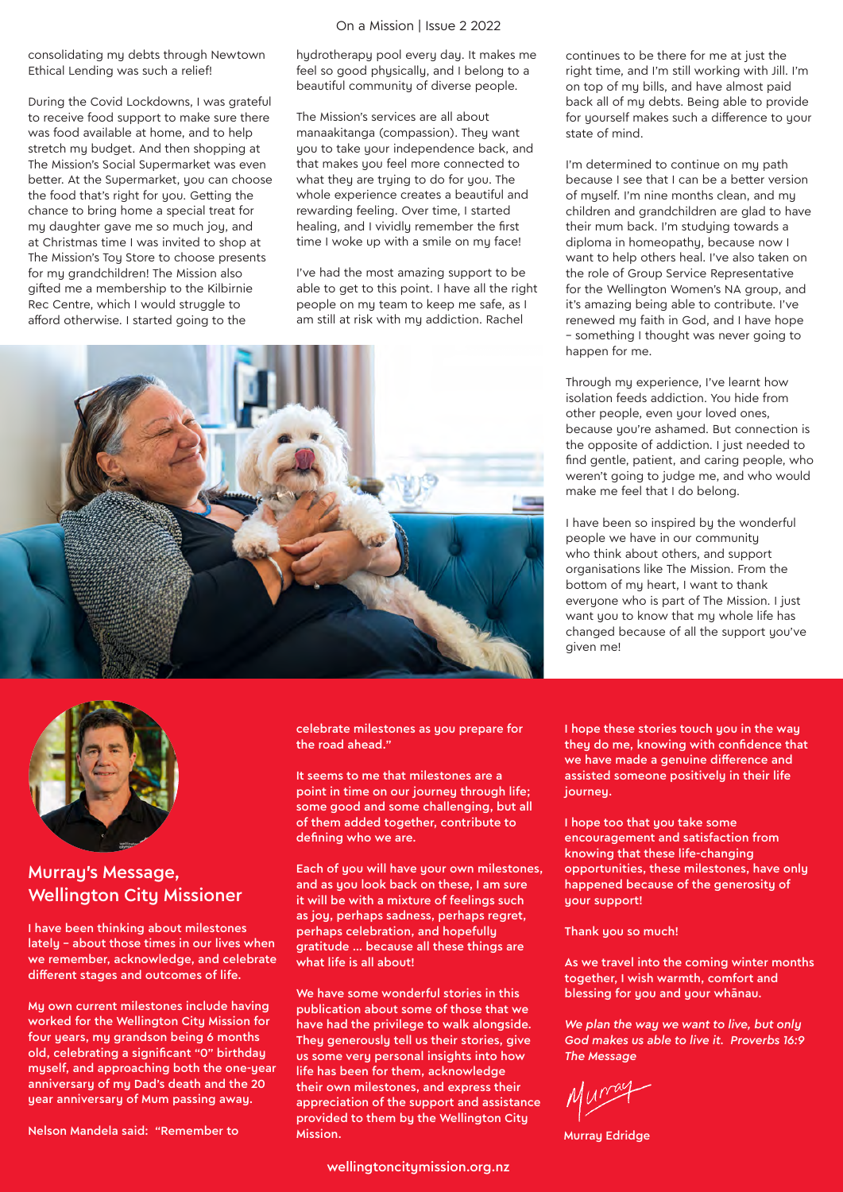consolidating my debts through Newtown Ethical Lending was such a relief!

During the Covid Lockdowns, I was grateful to receive food support to make sure there was food available at home, and to help stretch my budget. And then shopping at The Mission's Social Supermarket was even better. At the Supermarket, you can choose the food that's right for you. Getting the chance to bring home a special treat for my daughter gave me so much joy, and at Christmas time I was invited to shop at The Mission's Toy Store to choose presents for my grandchildren! The Mission also gifted me a membership to the Kilbirnie Rec Centre, which I would struggle to afford otherwise. I started going to the hydrotherapy pool every day. It makes me feel so good physically, and I belong to a beautiful community of diverse people.

The Mission's services are all about manaakitanga (compassion). They want you to take your independence back, and that makes you feel more connected to what they are trying to do for you. The whole experience creates a beautiful and rewarding feeling. Over time, I started healing, and I vividly remember the first time I woke up with a smile on my face!

I've had the most amazing support to be able to get to this point. I have all the right people on my team to keep me safe, as I am still at risk with my addiction. Rachel continues to be there for me at just the right time, and I'm still working with Jill. I'm on top of my bills, and have almost paid back all of my debts. Being able to provide for yourself makes such a difference to your state of mind.

I'm determined to continue on my path because I see that I can be a better version of myself. I'm nine months clean, and my children and grandchildren are glad to have their mum back. I'm studying towards a diploma in homeopathy, because now I want to help others heal. I've also taken on the role of Group Service Representative for the Wellington Women's NA group, and it's amazing being able to contribute. I've renewed my faith in God, and I have hope – something I thought was never going to happen for me.

Through my experience, I've learnt how isolation feeds addiction. You hide from other people, even your loved ones, because you're ashamed. But connection is the opposite of addiction. I just needed to find gentle, patient, and caring people, who weren't going to judge me, and who would make me feel that I do belong.

I have been so inspired by the wonderful people we have in our community who think about others, and support organisations like The Mission. From the bottom of my heart, I want to thank everyone who is part of The Mission. I just want you to know that my whole life has changed because of all the support you've given me!

## Murray's Message, Wellington City Missioner

I have been thinking about milestones lately – about those times in our lives when we remember, acknowledge, and celebrate different stages and outcomes of life.

My own current milestones include having worked for the Wellington City Mission for four years, my grandson being 6 months old, celebrating a significant "0" birthday myself, and approaching both the one-year anniversary of my Dad's death and the 20 year anniversary of Mum passing away.

Nelson Mandela said: "Remember to celebrate milestones as you prepare for the road ahead."

It seems to me that milestones are a point in time on our journey through life; some good and some challenging, but all of them added together, contribute to defining who we are.

Each of you will have your own milestones, and as you look back on these, I am sure it will be with a mixture of feelings such as joy, perhaps sadness, perhaps regret, perhaps celebration, and hopefully gratitude ... because all these things are what life is all about!

We have some wonderful stories in this publication about some of those that we have had the privilege to walk alongside. They generously tell us their stories, give us some very personal insights into how life has been for them, acknowledge their own milestones, and express their appreciation of the support and assistance provided to them by the Wellington City Mission.

I hope these stories touch you in the way they do me, knowing with confidence that we have made a genuine difference and assisted someone positively in their life journey.

I hope too that you take some encouragement and satisfaction from knowing that these life-changing opportunities, these milestones, have only happened because of the generosity of your support!

Thank you so much!

As we travel into the coming winter months together, I wish warmth, comfort and blessing for you and your whānau.

*We plan the way we want to live, but only God makes us able to live it. Proverbs 16:9 The Message*

Murray

Murray Edridge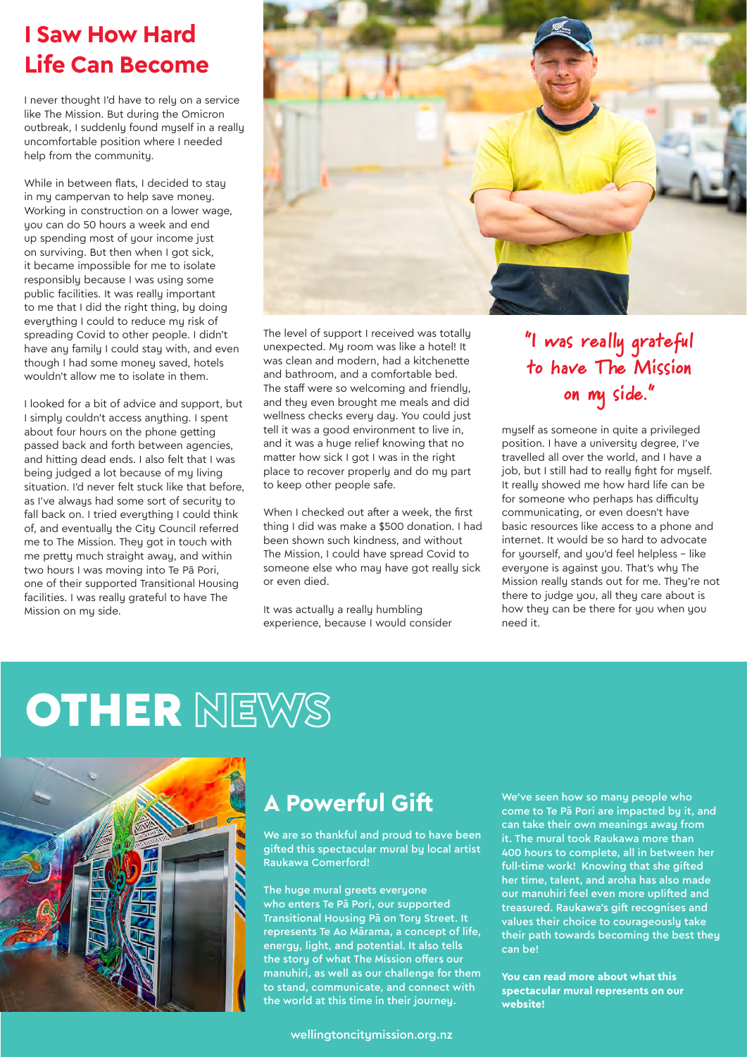# I Saw How Hard Life Can Become

I never thought I'd have to rely on a service like The Mission. But during the Omicron outbreak, I suddenly found myself in a really uncomfortable position where I needed help from the community.

While in between flats, I decided to stay in my campervan to help save money. Working in construction on a lower wage, you can do 50 hours a week and end up spending most of your income just on surviving. But then when I got sick, it became impossible for me to isolate responsibly because I was using some public facilities. It was really important to me that I did the right thing, by doing everything I could to reduce my risk of spreading Covid to other people. I didn't have any family I could stay with, and even though I had some money saved, hotels wouldn't allow me to isolate in them.

I looked for a bit of advice and support, but I simply couldn't access anything. I spent about four hours on the phone getting passed back and forth between agencies, and hitting dead ends. I also felt that I was being judged a lot because of my living situation. I'd never felt stuck like that before, as I've always had some sort of security to fall back on. I tried everything I could think of, and eventually the City Council referred me to The Mission. They got in touch with me pretty much straight away, and within two hours I was moving into Te Pā Pori, one of their supported Transitional Housing facilities. I was really grateful to have The Mission on my side.

The level of support I received was totally unexpected. My room was like a hotel! It was clean and modern, had a kitchenette and bathroom, and a comfortable bed. The staff were so welcoming and friendly, and they even brought me meals and did wellness checks every day. You could just tell it was a good environment to live in, and it was a huge relief knowing that no matter how sick I got I was in the right place to recover properly and do my part to keep other people safe.

When I checked out after a week, the first thing I did was make a $500 donation. I had been shown such kindness, and without The Mission, I could have spread Covid to someone else who may have got really sick or even died.

It was actually a really humbling experience, because I would consider myself as someone in quite a privileged position. I have a university degree, I've travelled all over the world, and I have a job, but I still had to really fight for myself. It really showed me how hard life can be for someone who perhaps has difficulty communicating, or even doesn't have basic resources like access to a phone and internet. It would be so hard to advocate for yourself, and you'd feel helpless – like everyone is against you. That's why The Mission really stands out for me. They're not there to judge you, all they care about is how they can be there for you when you need it.

> "I was really grateful to have The Mission on my side."

# OTHER NEWS

## A Powerful Gift

We are so thankful and proud to have been gifted this spectacular mural by local artist Raukawa Comerford!

The huge mural greets everyone who enters Te Pā Pori, our supported Transitional Housing Pā on Tory Street. It represents Te Ao Mārama, a concept of life, energy, light, and potential. It also tells the story of what The Mission offers our manuhiri, as well as our challenge for them to stand, communicate, and connect with the world at this time in their journey.

We've seen how so many people who come to Te Pā Pori are impacted by it, and can take their own meanings away from it. The mural took Raukawa more than 400 hours to complete, all in between her full-time work! Knowing that she gifted her time, talent, and aroha has also made our manuhiri feel even more uplifted and treasured. Raukawa's gift recognises and values their choice to courageously take their path towards becoming the best they can be!

**You can read more about what this spectacular mural represents on our website!**

wellingtoncitymission.org.nz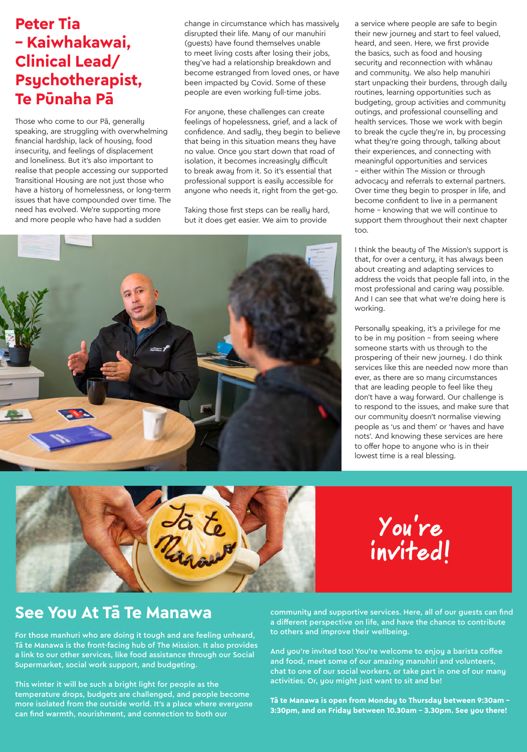# Peter Tia – Kaiwhakawai, Clinical Lead/ Psychotherapist, Te Pūnaha Pā

Those who come to our Pā, generally speaking, are struggling with overwhelming financial hardship, lack of housing, food insecurity, and feelings of displacement and loneliness. But it's also important to realise that people accessing our supported Transitional Housing are not just those who have a history of homelessness, or long-term issues that have compounded over time. The need has evolved. We're supporting more and more people who have had a sudden change in circumstance which has massively disrupted their life. Many of our manuhiri (guests) have found themselves unable to meet living costs after losing their jobs, they've had a relationship breakdown and become estranged from loved ones, or have been impacted by Covid. Some of these people are even working full-time jobs.

For anyone, these challenges can create feelings of hopelessness, grief, and a lack of confidence. And sadly, they begin to believe that being in this situation means they have no value. Once you start down that road of isolation, it becomes increasingly difficult to break away from it. So it's essential that professional support is easily accessible for anyone who needs it, right from the get-go.

Taking those first steps can be really hard, but it does get easier. We aim to provide a service where people are safe to begin their new journey and start to feel valued, heard, and seen. Here, we first provide the basics, such as food and housing security and reconnection with whānau and community. We also help manuhiri start unpacking their burdens, through daily routines, learning opportunities such as budgeting, group activities and community outings, and professional counselling and health services. Those we work with begin to break the cycle they're in, by processing what they're going through, talking about their experiences, and connecting with meaningful opportunities and services – either within The Mission or through advocacy and referrals to external partners. Over time they begin to prosper in life, and become confident to live in a permanent home – knowing that we will continue to support them throughout their next chapter too.

I think the beauty of The Mission's support is that, for over a century, it has always been about creating and adapting services to address the voids that people fall into, in the most professional and caring way possible. And I can see that what we're doing here is working.

Personally speaking, it's a privilege for me to be in my position – from seeing where someone starts with us through to the prospering of their new journey. I do think services like this are needed now more than ever, as there are so many circumstances that are leading people to feel like they don't have a way forward. Our challenge is to respond to the issues, and make sure that our community doesn't normalise viewing people as 'us and them' or 'haves and have nots'. And knowing these services are here to offer hope to anyone who is in their lowest time is a real blessing.

**You're invited!**

## See You At Tā Te Manawa

For those manhuri who are doing it tough and are feeling unheard, Tā te Manawa is the front-facing hub of The Mission. It also provides a link to our other services, like food assistance through our Social Supermarket, social work support, and budgeting.

This winter it will be such a bright light for people as the temperature drops, budgets are challenged, and people become more isolated from the outside world. It's a place where everyone can find warmth, nourishment, and connection to both our community and supportive services. Here, all of our guests can find a different perspective on life, and have the chance to contribute to others and improve their wellbeing.

And you're invited too! You're welcome to enjoy a barista coffee and food, meet some of our amazing manuhiri and volunteers, chat to one of our social workers, or take part in one of our many activities. Or, you might just want to sit and be!

**Tā te Manawa is open from Monday to Thursday between 9:30am – 3:30pm, and on Friday between 10.30am – 3.30pm. See you there!**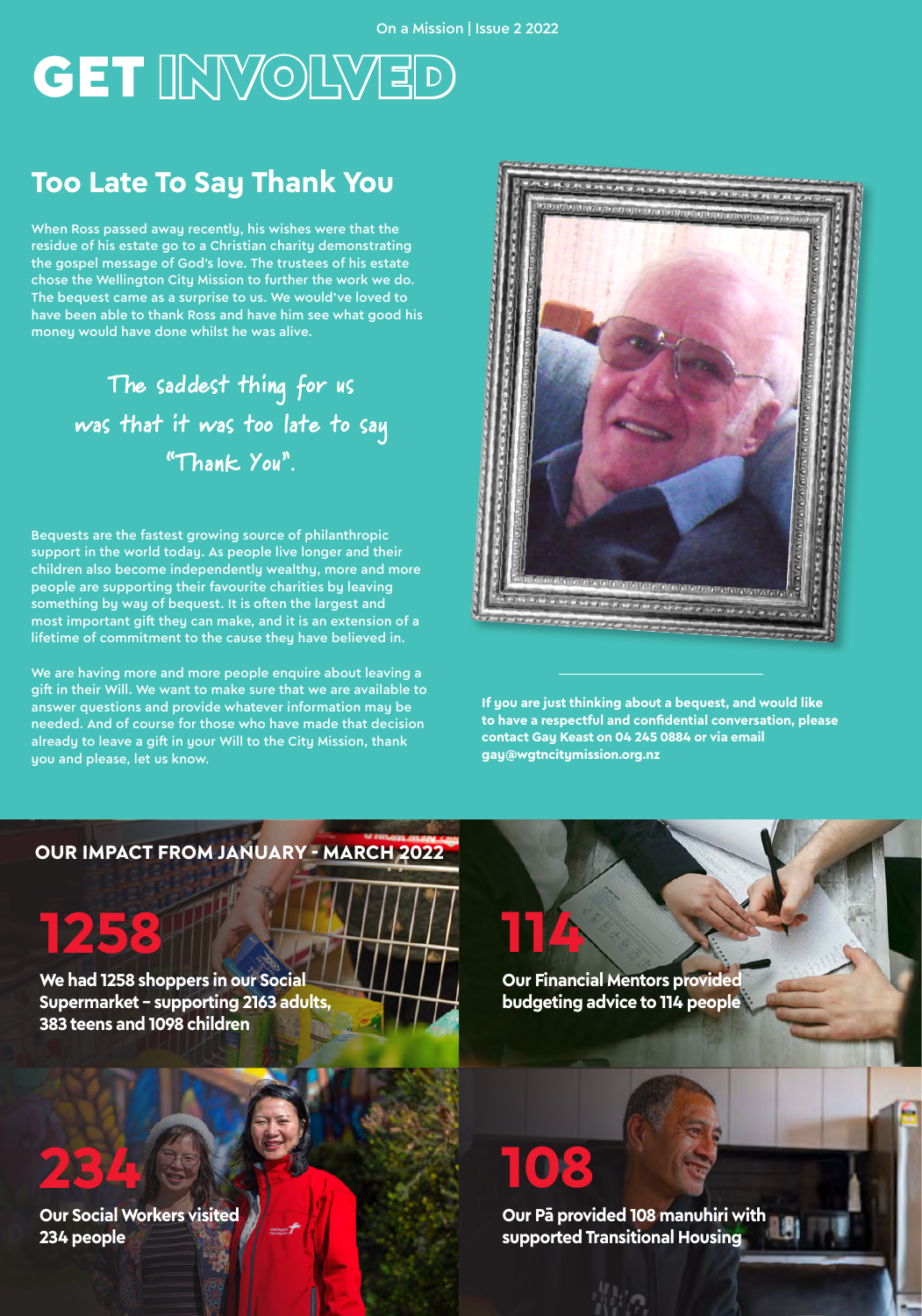# GET INVOLVED

## Too Late To Say Thank You

When Ross passed away recently, his wishes were that the residue of his estate go to a Christian charity demonstrating the gospel message of God's love. The trustees of his estate chose the Wellington City Mission to further the work we do. The bequest came as a surprise to us. We would've loved to have been able to thank Ross and have him see what good his money would have done whilst he was alive.

*The saddest thing for us was that it was too late to say "Thank You".*

Bequests are the fastest growing source of philanthropic support in the world today. As people live longer and their children also become independently wealthy, more and more people are supporting their favourite charities by leaving something by way of bequest. It is often the largest and most important gift they can make, and it is an extension of a lifetime of commitment to the cause they have believed in.

We are having more and more people enquire about leaving a gift in their Will. We want to make sure that we are available to answer questions and provide whatever information may be needed. And of course for those who have made that decision already to leave a gift in your Will to the City Mission, thank you and please, let us know.

**If you are just thinking about a bequest, and would like to have a respectful and confidential conversation, please contact Gay Keast on 04 245 0884 or via email gay@wgtncitymission.org.nz**

## OUR IMPACT FROM JANUARY - MARCH 2022

**1258**

**We had 1258 shoppers in our Social Supermarket – supporting 2163 adults, 383 teens and 1098 children**

**114**

**Our Financial Mentors provided budgeting advice to 114 people**

**234**

**Our Social Workers visited 234 people**

**108**

**Our Pā provided 108 manuhiri with supported Transitional Housing**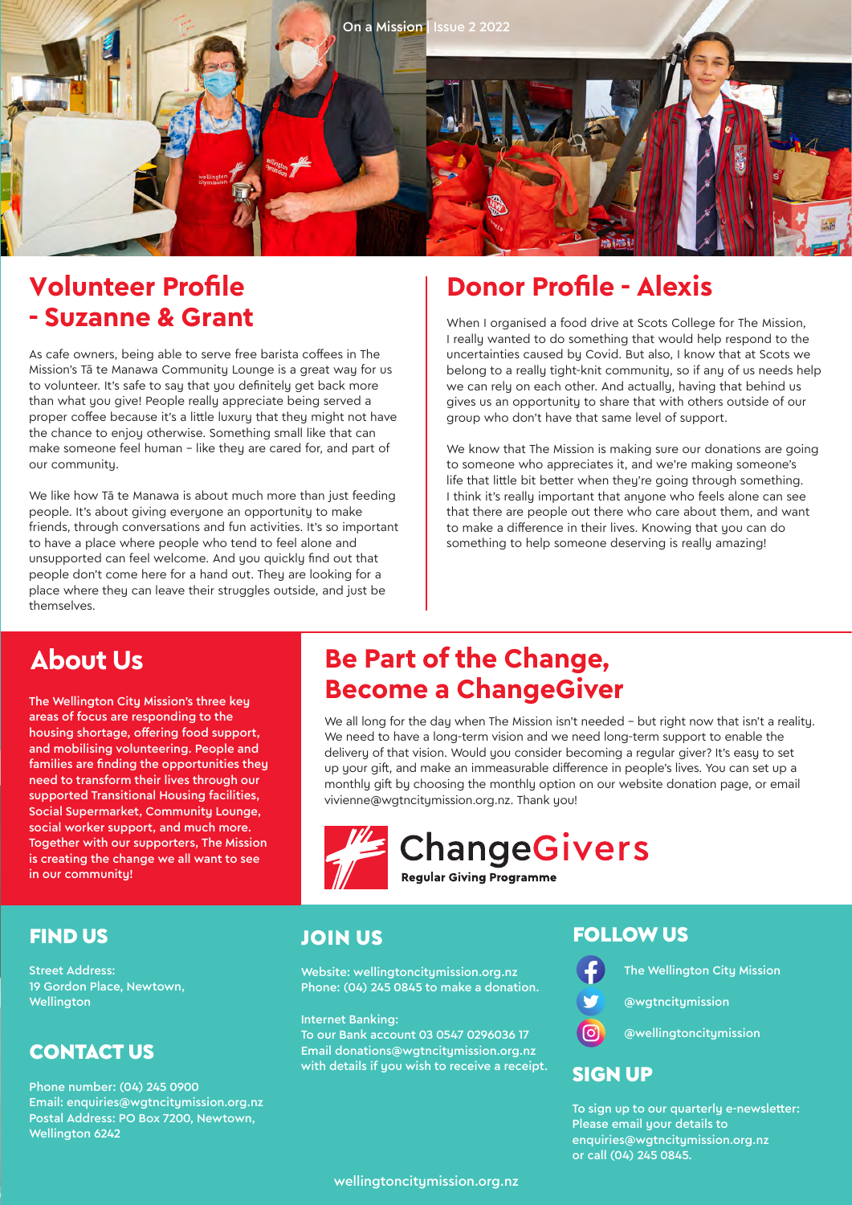## Volunteer Profile - Suzanne & Grant

As cafe owners, being able to serve free barista coffees in The Mission's Tā te Manawa Community Lounge is a great way for us to volunteer. It's safe to say that you definitely get back more than what you give! People really appreciate being served a proper coffee because it's a little luxury that they might not have the chance to enjoy otherwise. Something small like that can make someone feel human – like they are cared for, and part of our community.

We like how Tā te Manawa is about much more than just feeding people. It's about giving everyone an opportunity to make friends, through conversations and fun activities. It's so important to have a place where people who tend to feel alone and unsupported can feel welcome. And you quickly find out that people don't come here for a hand out. They are looking for a place where they can leave their struggles outside, and just be themselves.

## Donor Profile - Alexis

When I organised a food drive at Scots College for The Mission, I really wanted to do something that would help respond to the uncertainties caused by Covid. But also, I know that at Scots we belong to a really tight-knit community, so if any of us needs help we can rely on each other. And actually, having that behind us gives us an opportunity to share that with others outside of our group who don't have that same level of support.

We know that The Mission is making sure our donations are going to someone who appreciates it, and we're making someone's life that little bit better when they're going through something. I think it's really important that anyone who feels alone can see that there are people out there who care about them, and want to make a difference in their lives. Knowing that you can do something to help someone deserving is really amazing!

## About Us

**The Wellington City Mission's three key areas of focus are responding to the housing shortage, offering food support, and mobilising volunteering. People and families are finding the opportunities they need to transform their lives through our supported Transitional Housing facilities, Social Supermarket, Community Lounge, social worker support, and much more. Together with our supporters, The Mission is creating the change we all want to see in our community!**

## Be Part of the Change, Become a ChangeGiver

We all long for the day when The Mission isn't needed – but right now that isn't a reality. We need to have a long-term vision and we need long-term support to enable the delivery of that vision. Would you consider becoming a regular giver? It's easy to set up your gift, and make an immeasurable difference in people's lives. You can set up a monthly gift by choosing the monthly option on our website donation page, or email vivienne@wgtncitymission.org.nz. Thank you!

ChangeGivers
**Regular Giving Programme**

## FIND US

Street Address:
19 Gordon Place, Newtown, Wellington

## CONTACT US

Phone number: (04) 245 0900
Email: enquiries@wgtncitymission.org.nz
Postal Address: PO Box 7200, Newtown, Wellington 6242

## JOIN US

Website: wellingtoncitymission.org.nz
Phone: (04) 245 0845 to make a donation.

Internet Banking:
To our Bank account 03 0547 0296036 17
Email donations@wgtncitymission.org.nz with details if you wish to receive a receipt.

## FOLLOW US

- The Wellington City Mission
- @wgtncitymission
- @wellingtoncitymission

## SIGN UP

To sign up to our quarterly e-newsletter: Please email your details to enquiries@wgtncitymission.org.nz or call (04) 245 0845.